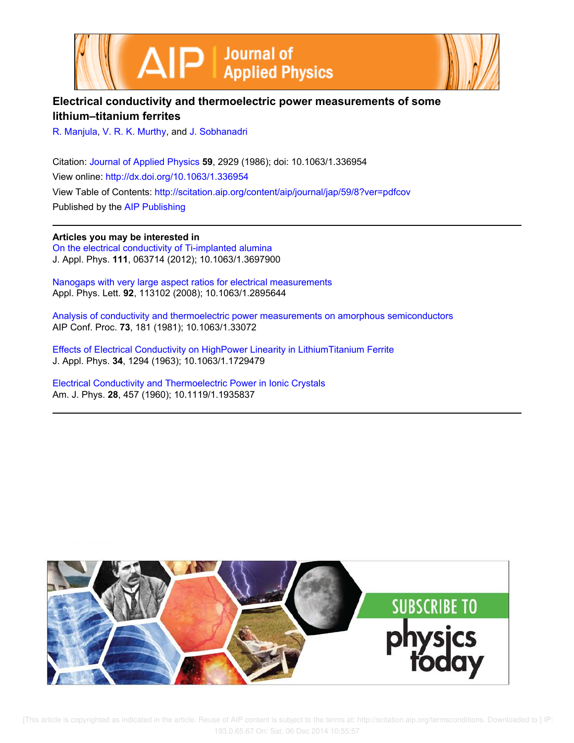# Electrical conductivity and thermoelectric power measurements of some lithium–titanium ferrites

R. Manjula, V. R. K. Murthy, and J. Sobhanadri

Citation: Journal of Applied Physics **59**, 2929 (1986); doi: 10.1063/1.336954

View online: http://dx.doi.org/10.1063/1.336954

View Table of Contents: http://scitation.aip.org/content/aip/journal/jap/59/8?ver=pdfcov

Published by the AIP Publishing

## Articles you may be interested in

On the electrical conductivity of Ti-implanted alumina
J. Appl. Phys. **111**, 063714 (2012); 10.1063/1.3697900

Nanogaps with very large aspect ratios for electrical measurements
Appl. Phys. Lett. **92**, 113102 (2008); 10.1063/1.2895644

Analysis of conductivity and thermoelectric power measurements on amorphous semiconductors
AIP Conf. Proc. **73**, 181 (1981); 10.1063/1.33072

Effects of Electrical Conductivity on HighPower Linearity in LithiumTitanium Ferrite
J. Appl. Phys. **34**, 1294 (1963); 10.1063/1.1729479

Electrical Conductivity and Thermoelectric Power in Ionic Crystals
Am. J. Phys. **28**, 457 (1960); 10.1119/1.1935837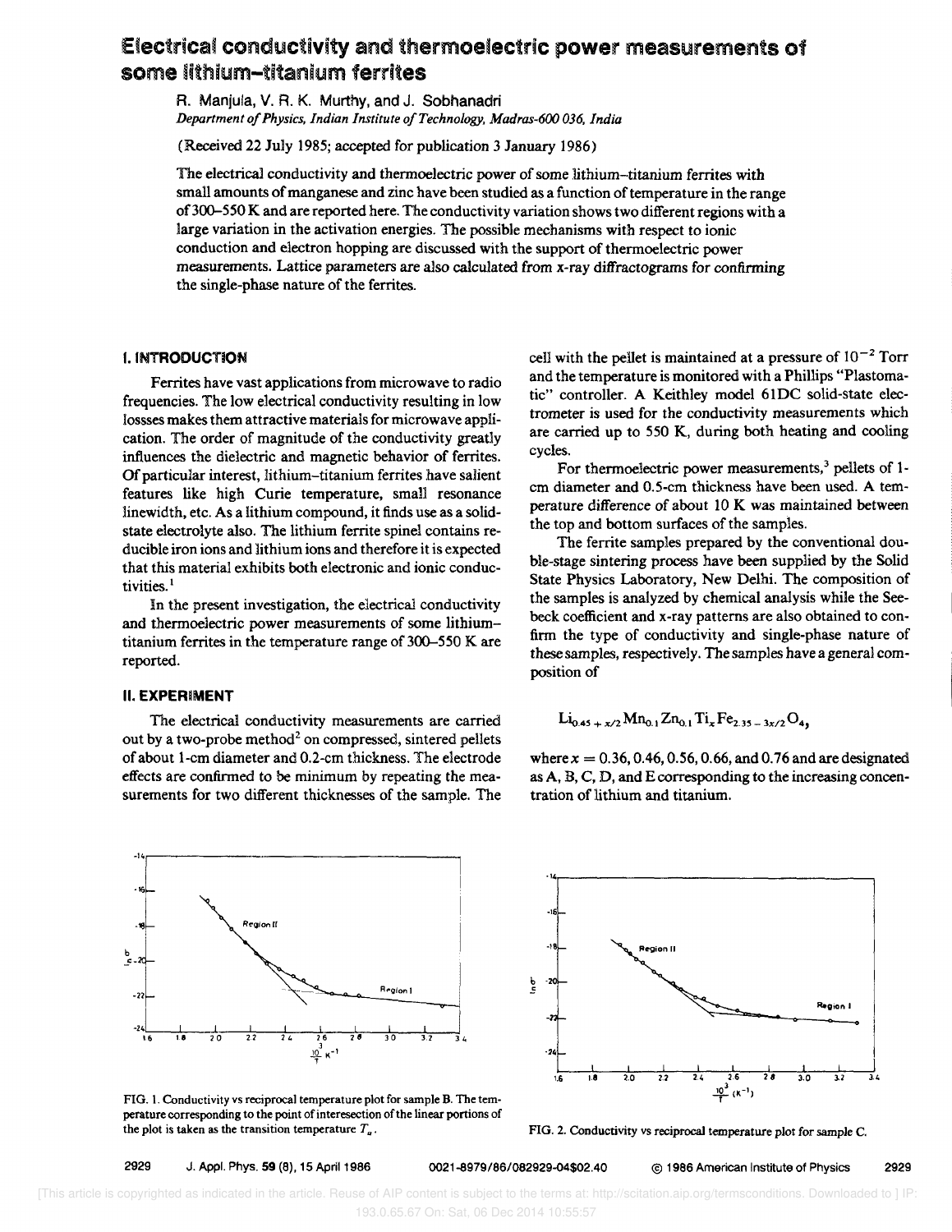# Electrical conductivity and thermoelectric power measurements of some lithium–titanium ferrites

R. Manjula, V. R. K. Murthy, and J. Sobhanadri

*Department of Physics, Indian Institute of Technology, Madras-600 036, India*

(Received 22 July 1985; accepted for publication 3 January 1986)

The electrical conductivity and thermoelectric power of some lithium–titanium ferrites with small amounts of manganese and zinc have been studied as a function of temperature in the range of 300–550 K and are reported here. The conductivity variation shows two different regions with a large variation in the activation energies. The possible mechanisms with respect to ionic conduction and electron hopping are discussed with the support of thermoelectric power measurements. Lattice parameters are also calculated from x-ray diffractograms for confirming the single-phase nature of the ferrites.

## I. INTRODUCTION

Ferrites have vast applications from microwave to radio frequencies. The low electrical conductivity resulting in low lossses makes them attractive materials for microwave application. The order of magnitude of the conductivity greatly influences the dielectric and magnetic behavior of ferrites. Of particular interest, lithium–titanium ferrites have salient features like high Curie temperature, small resonance linewidth, etc. As a lithium compound, it finds use as a solid-state electrolyte also. The lithium ferrite spinel contains reducible iron ions and lithium ions and therefore it is expected that this material exhibits both electronic and ionic conductivities.[1]

In the present investigation, the electrical conductivity and thermoelectric power measurements of some lithium–titanium ferrites in the temperature range of 300–550 K are reported.

## II. EXPERIMENT

The electrical conductivity measurements are carried out by a two-probe method[2] on compressed, sintered pellets of about 1-cm diameter and 0.2-cm thickness. The electrode effects are confirmed to be minimum by repeating the measurements for two different thicknesses of the sample. The cell with the pellet is maintained at a pressure of $10^{-2}$ Torr and the temperature is monitored with a Phillips "Plastomatic" controller. A Keithley model 61DC solid-state electrometer is used for the conductivity measurements which are carried up to 550 K, during both heating and cooling cycles.

For thermoelectric power measurements,[3] pellets of 1-cm diameter and 0.5-cm thickness have been used. A temperature difference of about 10 K was maintained between the top and bottom surfaces of the samples.

The ferrite samples prepared by the conventional double-stage sintering process have been supplied by the Solid State Physics Laboratory, New Delhi. The composition of the samples is analyzed by chemical analysis while the Seebeck coefficient and x-ray patterns are also obtained to confirm the type of conductivity and single-phase nature of these samples, respectively. The samples have a general composition of

$$Li_{0.45+x/2}Mn_{0.1}Zn_{0.1}Ti_xFe_{2.35-3x/2}O_4,$$

where $x = 0.36, 0.46, 0.56, 0.66$, and $0.76$ and are designated as A, B, C, D, and E corresponding to the increasing concentration of lithium and titanium.

FIG. 1. Conductivity vs reciprocal temperature plot for sample B. The temperature corresponding to the point of interesection of the linear portions of the plot is taken as the transition temperature $T_a$.

FIG. 2. Conductivity vs reciprocal temperature plot for sample C.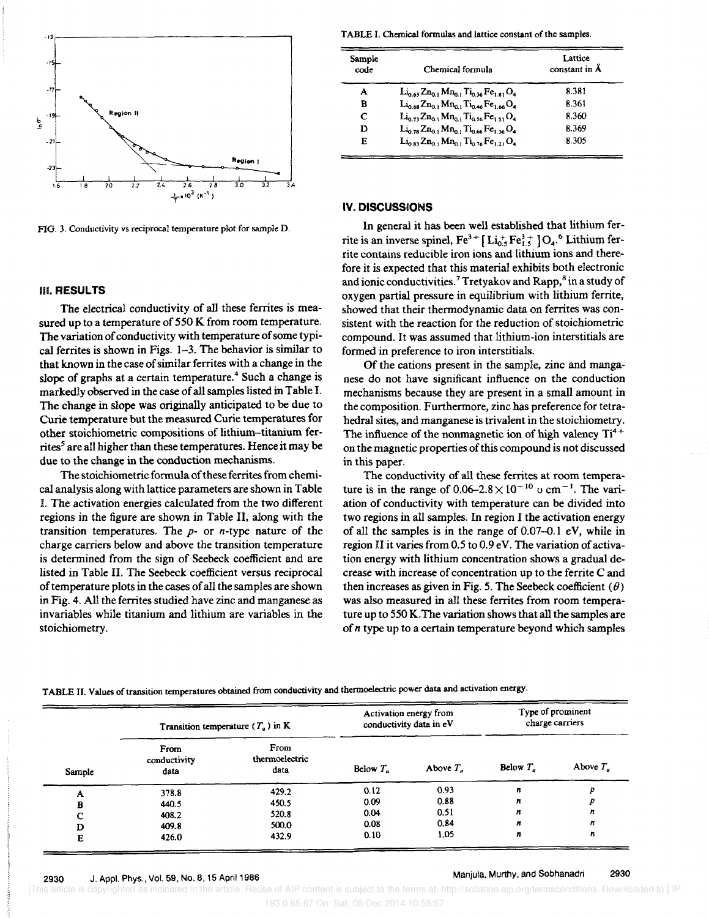FIG. 3. Conductivity vs reciprocal temperature plot for sample D.

## III. RESULTS

The electrical conductivity of all these ferrites is measured up to a temperature of 550 K from room temperature. The variation of conductivity with temperature of some typical ferrites is shown in Figs. 1–3. The behavior is similar to that known in the case of similar ferrites with a change in the slope of graphs at a certain temperature.[4] Such a change is markedly observed in the case of all samples listed in Table I. The change in slope was originally anticipated to be due to Curie temperature but the measured Curie temperatures for other stoichiometric compositions of lithium–titanium ferrites[5] are all higher than these temperatures. Hence it may be due to the change in the conduction mechanisms.

The stoichiometric formula of these ferrites from chemical analysis along with lattice parameters are shown in Table I. The activation energies calculated from the two different regions in the figure are shown in Table II, along with the transition temperatures. The *p*- or *n*-type nature of the charge carriers below and above the transition temperature is determined from the sign of Seebeck coefficient and are listed in Table II. The Seebeck coefficient versus reciprocal of temperature plots in the cases of all the samples are shown in Fig. 4. All the ferrites studied have zinc and manganese as invariables while titanium and lithium are variables in the stoichiometry.

TABLE I. Chemical formulas and lattice constant of the samples.

| Sample code | Chemical formula | Lattice constant in Å |
|---|---|---|
| A | $Li_{0.63}Zn_{0.1}Mn_{0.1}Ti_{0.36}Fe_{1.81}O_4$ | 8.381 |
| B | $Li_{0.68}Zn_{0.1}Mn_{0.1}Ti_{0.46}Fe_{1.66}O_4$ | 8.361 |
| C | $Li_{0.73}Zn_{0.1}Mn_{0.1}Ti_{0.56}Fe_{1.51}O_4$ | 8.360 |
| D | $Li_{0.78}Zn_{0.1}Mn_{0.1}Ti_{0.66}Fe_{1.36}O_4$ | 8.369 |
| E | $Li_{0.83}Zn_{0.1}Mn_{0.1}Ti_{0.76}Fe_{1.21}O_4$ | 8.305 |

## IV. DISCUSSIONS

In general it has been well established that lithium ferrite is an inverse spinel, $Fe^{3+}[Li^{+}_{0.5}Fe^{3+}_{1.5}]O_4$.[6] Lithium ferrite contains reducible iron ions and lithium ions and therefore it is expected that this material exhibits both electronic and ionic conductivities.[7] Tretyakov and Rapp,[8] in a study of oxygen partial pressure in equilibrium with lithium ferrite, showed that their thermodynamic data on ferrites was consistent with the reaction for the reduction of stoichiometric compound. It was assumed that lithium-ion interstitials are formed in preference to iron interstitials.

Of the cations present in the sample, zinc and manganese do not have significant influence on the conduction mechanisms because they are present in a small amount in the composition. Furthermore, zinc has preference for tetrahedral sites, and manganese is trivalent in the stoichiometry. The influence of the nonmagnetic ion of high valency $Ti^{4+}$ on the magnetic properties of this compound is not discussed in this paper.

The conductivity of all these ferrites at room temperature is in the range of $0.06–2.8\times10^{-10}$ ℧ $cm^{-1}$. The variation of conductivity with temperature can be divided into two regions in all samples. In region I the activation energy of all the samples is in the range of 0.07–0.1 eV, while in region II it varies from 0.5 to 0.9 eV. The variation of activation energy with lithium concentration shows a gradual decrease with increase of concentration up to the ferrite C and then increases as given in Fig. 5. The Seebeck coefficient ($\theta$) was also measured in all these ferrites from room temperature up to 550 K. The variation shows that all the samples are of *n* type up to a certain temperature beyond which samples

TABLE II. Values of transition temperatures obtained from conductivity and thermoelectric power data and activation energy.

| Sample | Transition temperature ($T_a$) in K | | Activation energy from conductivity data in eV | | Type of prominent charge carriers | |
|---|---|---|---|---|---|---|
| | From conductivity data | From thermoelectric data | Below $T_a$ | Above $T_a$ | Below $T_a$ | Above $T_a$ |
| A | 378.8 | 429.2 | 0.12 | 0.93 | *n* | *p* |
| B | 440.5 | 450.5 | 0.09 | 0.88 | *n* | *p* |
| C | 408.2 | 520.8 | 0.04 | 0.51 | *n* | *n* |
| D | 409.8 | 500.0 | 0.08 | 0.84 | *n* | *n* |
| E | 426.0 | 432.9 | 0.10 | 1.05 | *n* | *n* |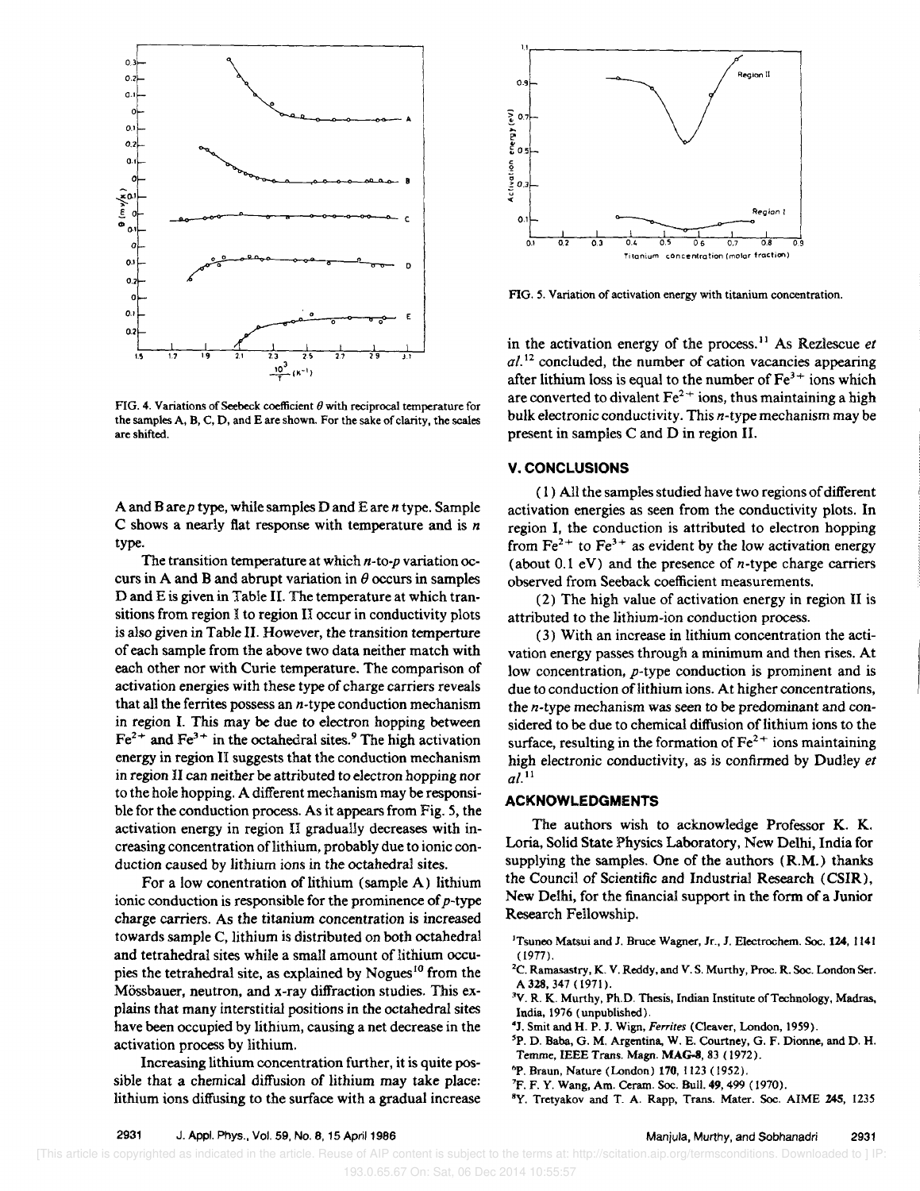FIG. 4. Variations of Seebeck coefficient $\theta$ with reciprocal temperature for the samples A, B, C, D, and E are shown. For the sake of clarity, the scales are shifted.

FIG. 5. Variation of activation energy with titanium concentration.

A and B are $p$ type, while samples D and E are $n$ type. Sample C shows a nearly flat response with temperature and is $n$ type.

The transition temperature at which $n$-to-$p$ variation occurs in A and B and abrupt variation in $\theta$ occurs in samples D and E is given in Table II. The temperature at which transitions from region I to region II occur in conductivity plots is also given in Table II. However, the transition temperture of each sample from the above two data neither match with each other nor with Curie temperature. The comparison of activation energies with these type of charge carriers reveals that all the ferrites possess an $n$-type conduction mechanism in region I. This may be due to electron hopping between $Fe^{2+}$ and $Fe^{3+}$ in the octahedral sites.[9] The high activation energy in region II suggests that the conduction mechanism in region II can neither be attributed to electron hopping nor to the hole hopping. A different mechanism may be responsible for the conduction process. As it appears from Fig. 5, the activation energy in region II gradually decreases with increasing concentration of lithium, probably due to ionic conduction caused by lithium ions in the octahedral sites.

For a low conentration of lithium (sample A) lithium ionic conduction is responsible for the prominence of $p$-type charge carriers. As the titanium concentration is increased towards sample C, lithium is distributed on both octahedral and tetrahedral sites while a small amount of lithium occupies the tetrahedral site, as explained by Nogues[10] from the Mössbauer, neutron, and x-ray diffraction studies. This explains that many interstitial positions in the octahedral sites have been occupied by lithium, causing a net decrease in the activation process by lithium.

Increasing lithium concentration further, it is quite possible that a chemical diffusion of lithium may take place: lithium ions diffusing to the surface with a gradual increase in the activation energy of the process.[11] As Rezlescue *et al.*[12] concluded, the number of cation vacancies appearing after lithium loss is equal to the number of $Fe^{3+}$ ions which are converted to divalent $Fe^{2+}$ ions, thus maintaining a high bulk electronic conductivity. This $n$-type mechanism may be present in samples C and D in region II.

## V. CONCLUSIONS

(1) All the samples studied have two regions of different activation energies as seen from the conductivity plots. In region I, the conduction is attributed to electron hopping from $Fe^{2+}$ to $Fe^{3+}$ as evident by the low activation energy (about 0.1 eV) and the presence of $n$-type charge carriers observed from Seeback coefficient measurements.

(2) The high value of activation energy in region II is attributed to the lithium-ion conduction process.

(3) With an increase in lithium concentration the activation energy passes through a minimum and then rises. At low concentration, $p$-type conduction is prominent and is due to conduction of lithium ions. At higher concentrations, the $n$-type mechanism was seen to be predominant and considered to be due to chemical diffusion of lithium ions to the surface, resulting in the formation of $Fe^{2+}$ ions maintaining high electronic conductivity, as is confirmed by Dudley *et al.*[11]

## ACKNOWLEDGMENTS

The authors wish to acknowledge Professor K. K. Loria, Solid State Physics Laboratory, New Delhi, India for supplying the samples. One of the authors (R.M.) thanks the Council of Scientific and Industrial Research (CSIR), New Delhi, for the financial support in the form of a Junior Research Fellowship.

[1] Tsuneo Matsui and J. Bruce Wagner, Jr., J. Electrochem. Soc. **124**, 1141 (1977).

[2] C. Ramasastry, K. V. Reddy, and V. S. Murthy, Proc. R. Soc. London Ser. A **328**, 347 (1971).

[3] V. R. K. Murthy, Ph.D. Thesis, Indian Institute of Technology, Madras, India, 1976 (unpublished).

[4] J. Smit and H. P. J. Wign, *Ferrites* (Cleaver, London, 1959).

[5] P. D. Baba, G. M. Argentina, W. E. Courtney, G. F. Dionne, and D. H. Temme, IEEE Trans. Magn. **MAG-8**, 83 (1972).

[6] P. Braun, Nature (London) **170**, 1123 (1952).

[7] F. F. Y. Wang, Am. Ceram. Soc. Bull. **49**, 499 (1970).

[8] Y. Tretyakov and T. A. Rapp, Trans. Mater. Soc. AIME **245**, 1235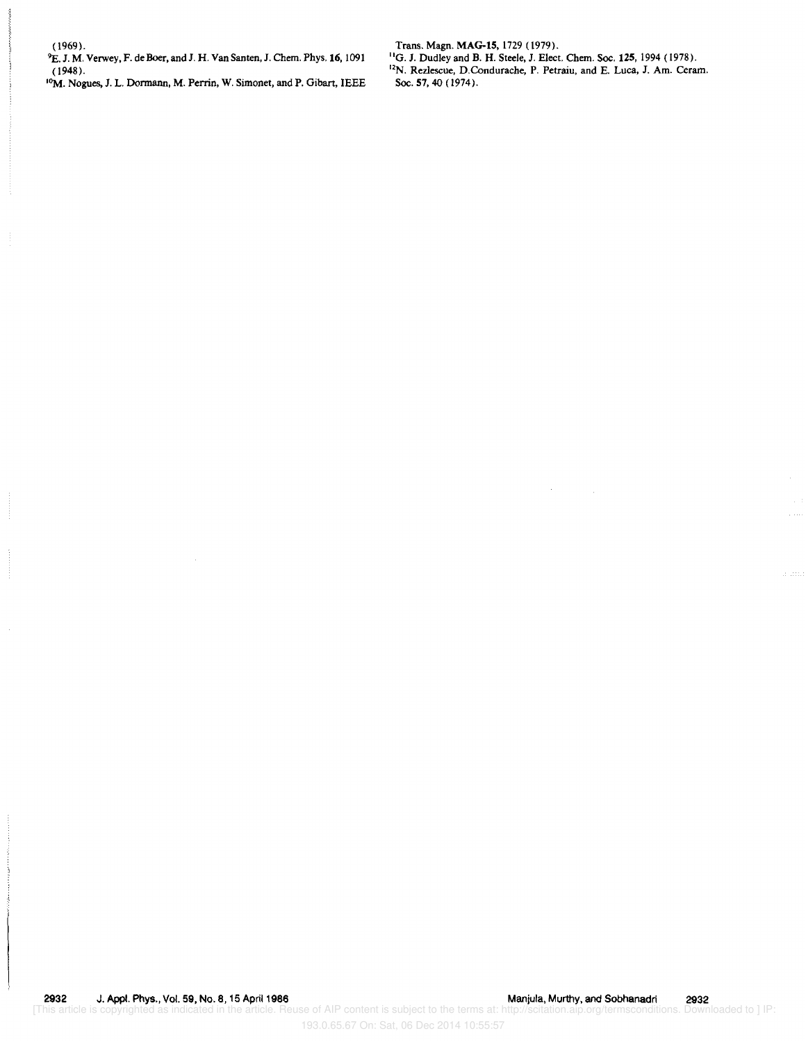(1969).

[9]E. J. M. Verwey, F. de Boer, and J. H. Van Santen, J. Chem. Phys. **16**, 1091 (1948).

[10]M. Nogues, J. L. Dormann, M. Perrin, W. Simonet, and P. Gibart, IEEE Trans. Magn. **MAG-15**, 1729 (1979).

[11]G. J. Dudley and B. H. Steele, J. Elect. Chem. Soc. **125**, 1994 (1978).

[12]N. Rezlescue, D.Condurache, P. Petraiu, and E. Luca, J. Am. Ceram. Soc. **57**, 40 (1974).